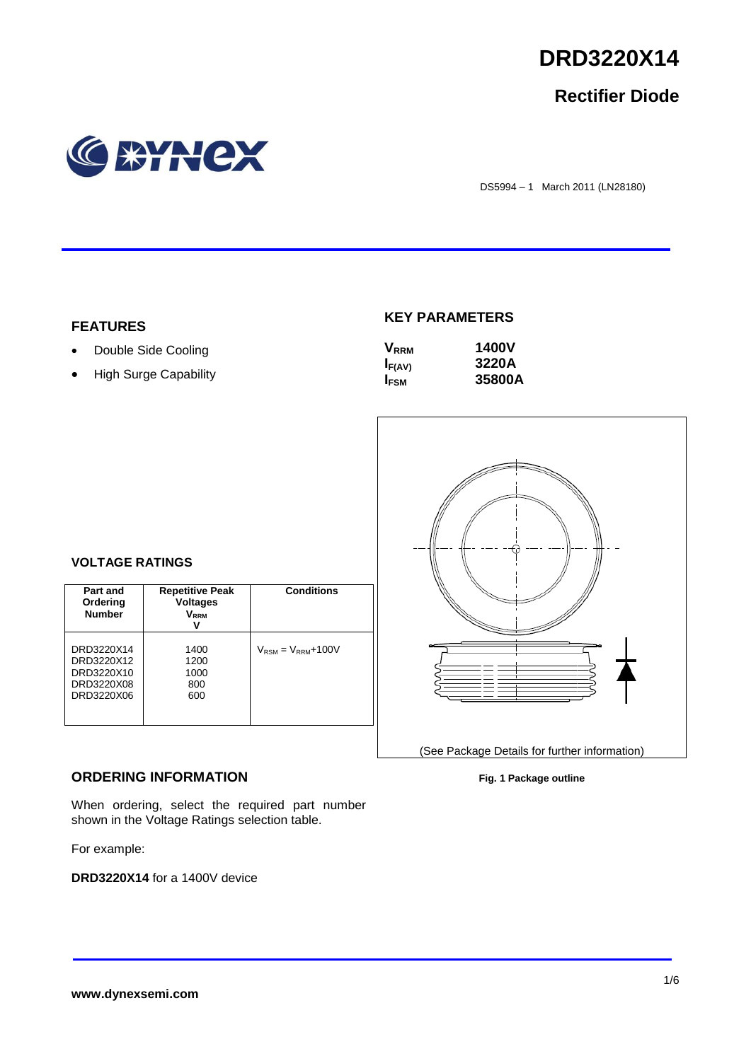# DRD3220X14

## Rectifier Diode

DS5994 – 1 March 2011 (LN28180)

### FEATURES

- Double Side Cooling
- High Surge Capability

### KEY PARAMETERS

| | |
|---|---|
| $V_{RRM}$ | **1400V** |
| $I_{F(AV)}$ | **3220A** |
| $I_{FSM}$ | **35800A** |

### VOLTAGE RATINGS

| Part and Ordering Number | Repetitive Peak Voltages $V_{RRM}$ V | Conditions |
|---|---|---|
| DRD3220X14<br>DRD3220X12<br>DRD3220X10<br>DRD3220X08<br>DRD3220X06 | 1400<br>1200<br>1000<br>800<br>600 | $V_{RSM} = V_{RRM}$+100V |

(See Package Details for further information)

**Fig. 1 Package outline**

### ORDERING INFORMATION

When ordering, select the required part number shown in the Voltage Ratings selection table.

For example:

**DRD3220X14** for a 1400V device

www.dynexsemi.com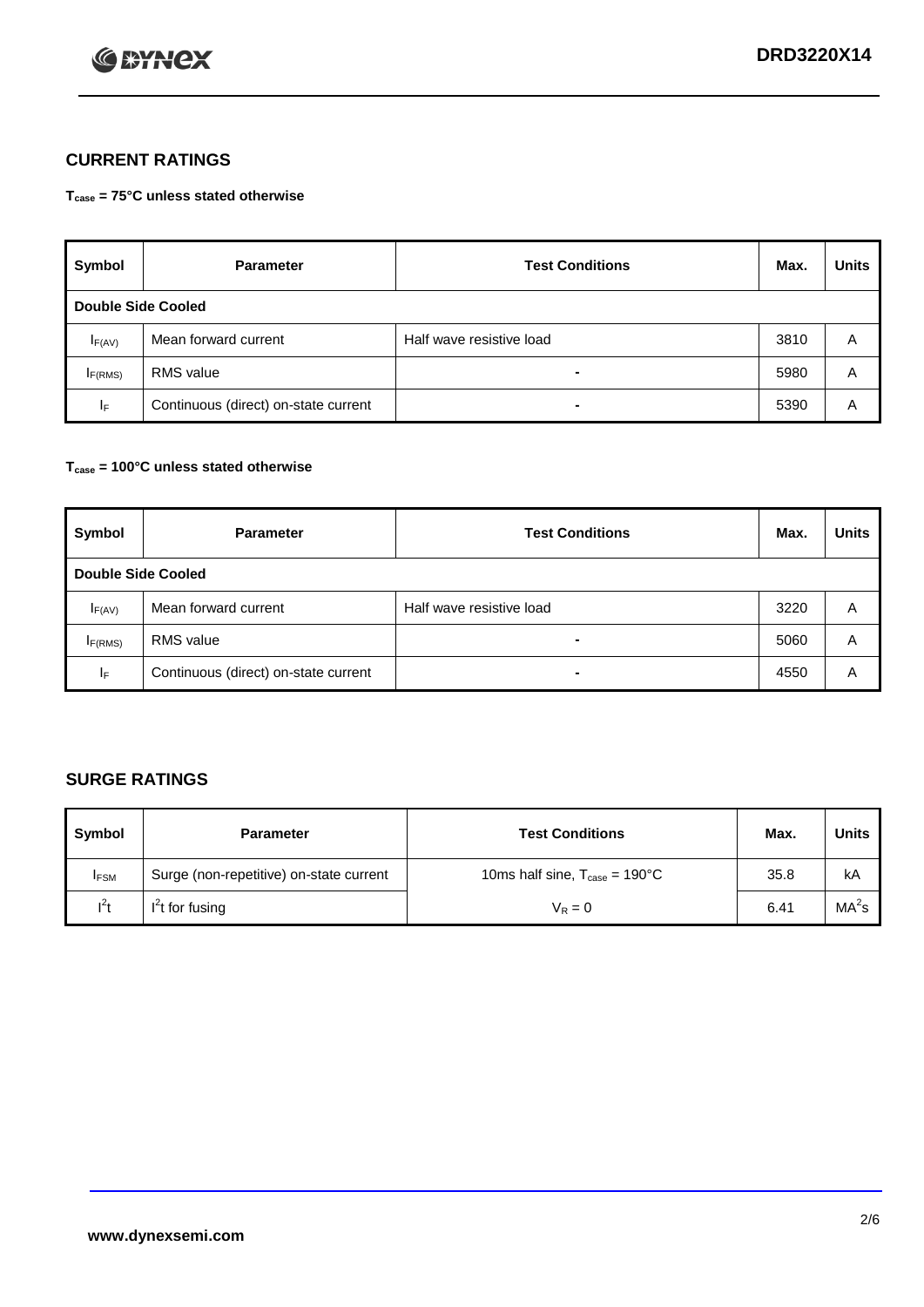## CURRENT RATINGS

**$T_{case}$ = 75°C unless stated otherwise**

| Symbol | Parameter | Test Conditions | Max. | Units |
|---|---|---|---|---|
| **Double Side Cooled** | | | | |
| $I_{F(AV)}$ | Mean forward current | Half wave resistive load | 3810 | A |
| $I_{F(RMS)}$ | RMS value | - | 5980 | A |
| $I_F$ | Continuous (direct) on-state current | - | 5390 | A |

**$T_{case}$ = 100°C unless stated otherwise**

| Symbol | Parameter | Test Conditions | Max. | Units |
|---|---|---|---|---|
| **Double Side Cooled** | | | | |
| $I_{F(AV)}$ | Mean forward current | Half wave resistive load | 3220 | A |
| $I_{F(RMS)}$ | RMS value | - | 5060 | A |
| $I_F$ | Continuous (direct) on-state current | - | 4550 | A |

## SURGE RATINGS

| Symbol | Parameter | Test Conditions | Max. | Units |
|---|---|---|---|---|
| $I_{FSM}$ | Surge (non-repetitive) on-state current | 10ms half sine, $T_{case}$ = 190°C | 35.8 | kA |
| $I^2t$ | $I^2t$ for fusing | $V_R = 0$ | 6.41 | $MA^2s$ |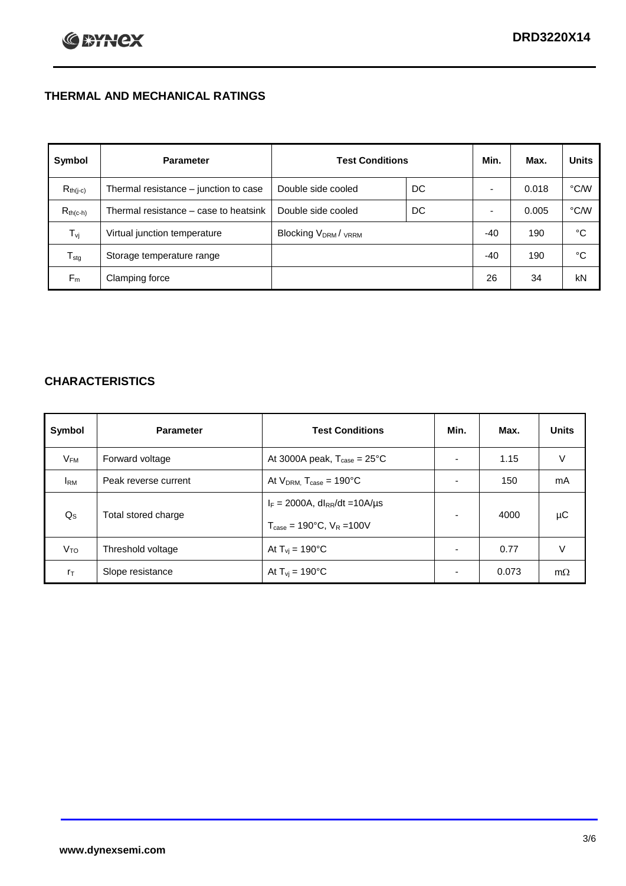## THERMAL AND MECHANICAL RATINGS

| Symbol | Parameter | Test Conditions | | Min. | Max. | Units |
|---|---|---|---|---|---|---|
| $R_{th(j-c)}$ | Thermal resistance – junction to case | Double side cooled | DC | - | 0.018 | °C/W |
| $R_{th(c-h)}$ | Thermal resistance – case to heatsink | Double side cooled | DC | - | 0.005 | °C/W |
| $T_{vj}$ | Virtual junction temperature | Blocking $V_{DRM}$ / $V_{RRM}$ | | -40 | 190 | °C |
| $T_{stg}$ | Storage temperature range | | | -40 | 190 | °C |
| $F_m$ | Clamping force | | | 26 | 34 | kN |

## CHARACTERISTICS

| Symbol | Parameter | Test Conditions | Min. | Max. | Units |
|---|---|---|---|---|---|
| $V_{FM}$ | Forward voltage | At 3000A peak, $T_{case}$ = 25°C | - | 1.15 | V |
| $I_{RM}$ | Peak reverse current | At $V_{DRM}$, $T_{case}$ = 190°C | - | 150 | mA |
| $Q_S$ | Total stored charge | $I_F$ = 2000A, $dI_{RR}/dt$ =10A/µs<br>$T_{case}$ = 190°C, $V_R$ =100V | - | 4000 | µC |
| $V_{TO}$ | Threshold voltage | At $T_{vj}$ = 190°C | - | 0.77 | V |
| $r_T$ | Slope resistance | At $T_{vj}$ = 190°C | - | 0.073 | mΩ |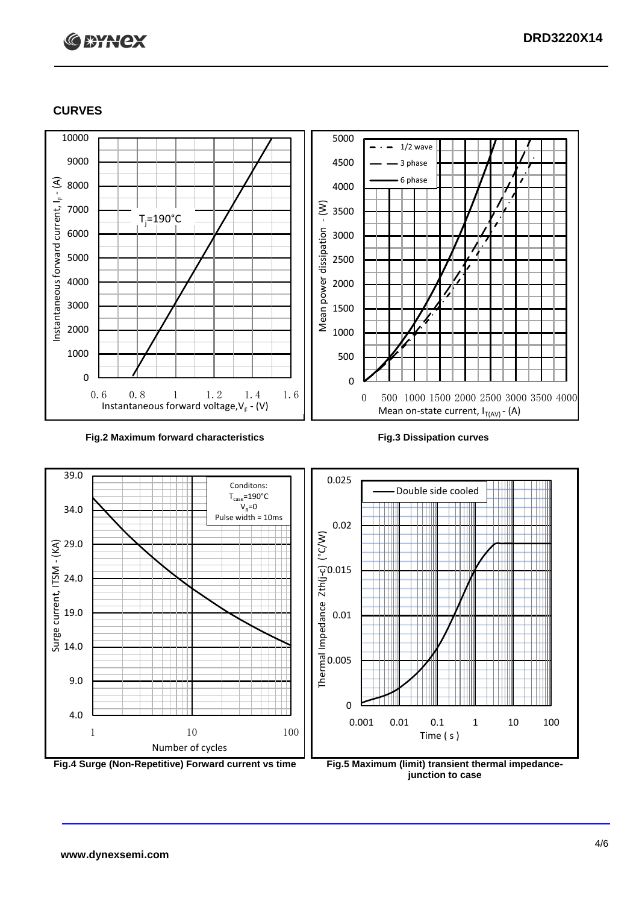## CURVES

Fig.2 Maximum forward characteristics

Fig.3 Dissipation curves

Fig.4 Surge (Non-Repetitive) Forward current vs time

Fig.5 Maximum (limit) transient thermal impedance- junction to case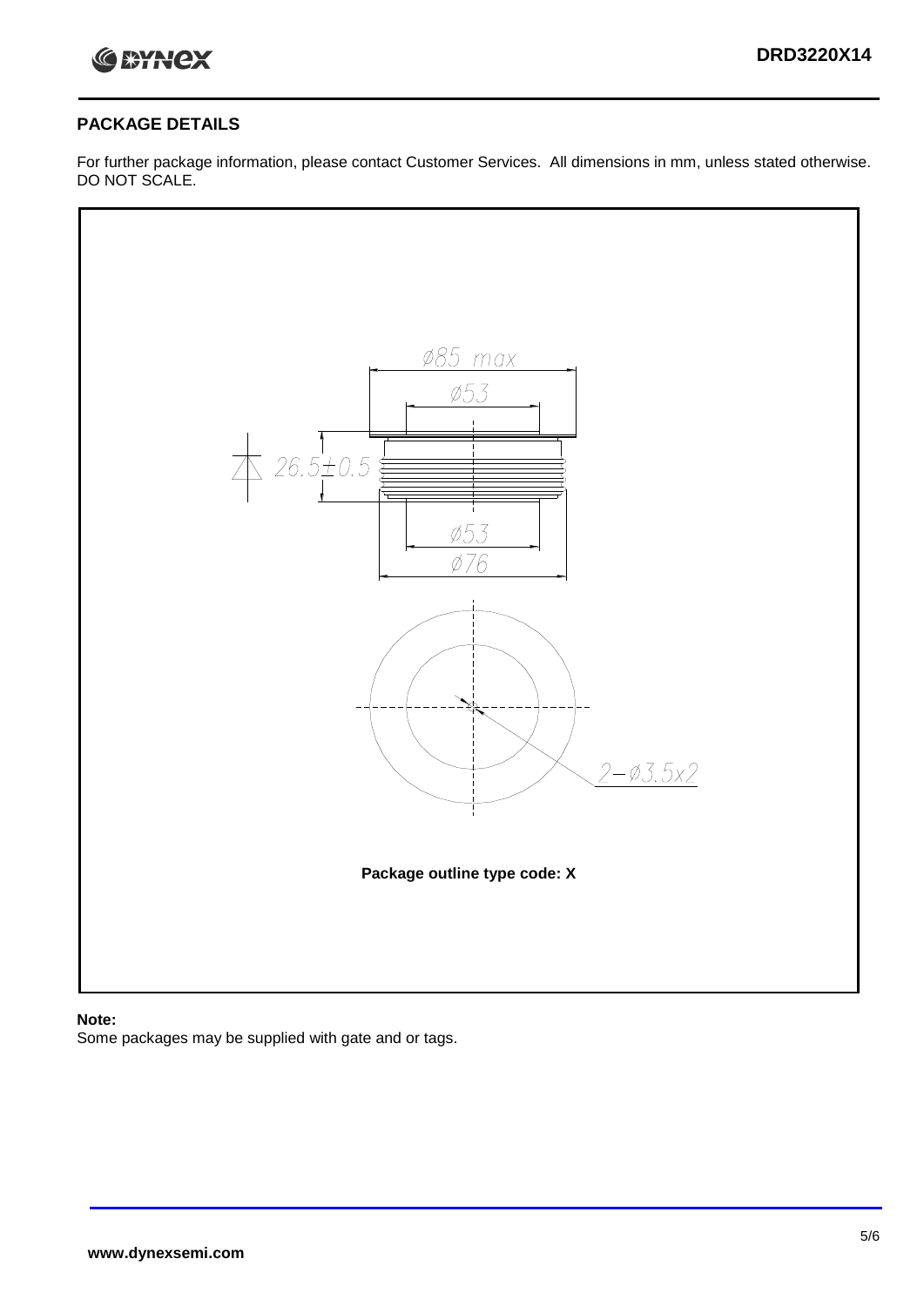## PACKAGE DETAILS

For further package information, please contact Customer Services. All dimensions in mm, unless stated otherwise. DO NOT SCALE.

Ø85 max

Ø53

26.5±0.5

Ø53

Ø76

2−Ø3.5x2

**Package outline type code: X**

**Note:**

Some packages may be supplied with gate and or tags.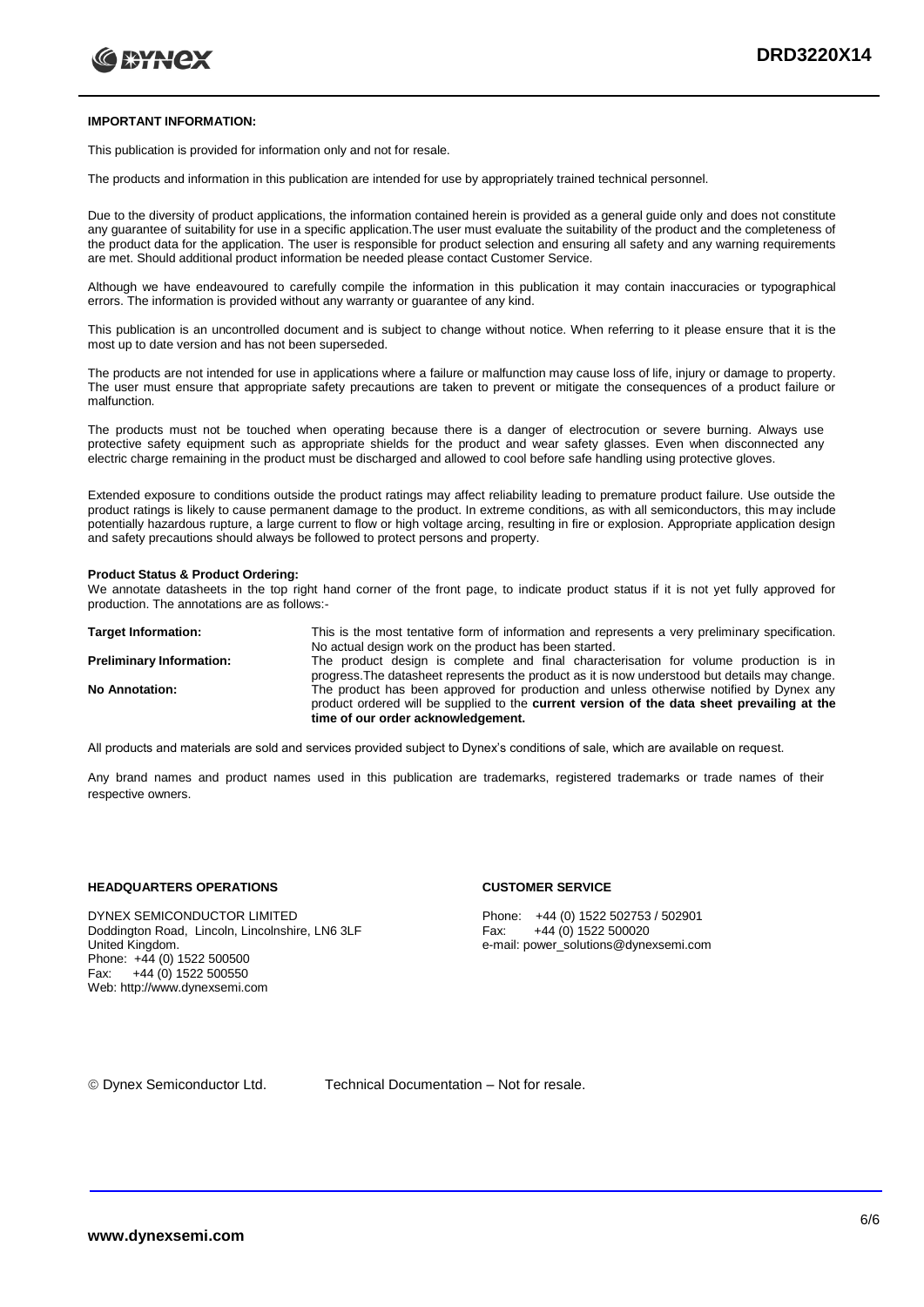**IMPORTANT INFORMATION:**

This publication is provided for information only and not for resale.

The products and information in this publication are intended for use by appropriately trained technical personnel.

Due to the diversity of product applications, the information contained herein is provided as a general guide only and does not constitute any guarantee of suitability for use in a specific application.The user must evaluate the suitability of the product and the completeness of the product data for the application. The user is responsible for product selection and ensuring all safety and any warning requirements are met. Should additional product information be needed please contact Customer Service.

Although we have endeavoured to carefully compile the information in this publication it may contain inaccuracies or typographical errors. The information is provided without any warranty or guarantee of any kind.

This publication is an uncontrolled document and is subject to change without notice. When referring to it please ensure that it is the most up to date version and has not been superseded.

The products are not intended for use in applications where a failure or malfunction may cause loss of life, injury or damage to property. The user must ensure that appropriate safety precautions are taken to prevent or mitigate the consequences of a product failure or malfunction.

The products must not be touched when operating because there is a danger of electrocution or severe burning. Always use protective safety equipment such as appropriate shields for the product and wear safety glasses. Even when disconnected any electric charge remaining in the product must be discharged and allowed to cool before safe handling using protective gloves.

Extended exposure to conditions outside the product ratings may affect reliability leading to premature product failure. Use outside the product ratings is likely to cause permanent damage to the product. In extreme conditions, as with all semiconductors, this may include potentially hazardous rupture, a large current to flow or high voltage arcing, resulting in fire or explosion. Appropriate application design and safety precautions should always be followed to protect persons and property.

**Product Status & Product Ordering:**

We annotate datasheets in the top right hand corner of the front page, to indicate product status if it is not yet fully approved for production. The annotations are as follows:-

| | |
|---|---|
| **Target Information:** | This is the most tentative form of information and represents a very preliminary specification. No actual design work on the product has been started. |
| **Preliminary Information:** | The product design is complete and final characterisation for volume production is in progress.The datasheet represents the product as it is now understood but details may change. |
| **No Annotation:** | The product has been approved for production and unless otherwise notified by Dynex any product ordered will be supplied to the **current version of the data sheet prevailing at the time of our order acknowledgement.** |

All products and materials are sold and services provided subject to Dynex's conditions of sale, which are available on request.

Any brand names and product names used in this publication are trademarks, registered trademarks or trade names of their respective owners.

**HEADQUARTERS OPERATIONS**

DYNEX SEMICONDUCTOR LIMITED
Doddington Road, Lincoln, Lincolnshire, LN6 3LF
United Kingdom.
Phone: +44 (0) 1522 500500
Fax: +44 (0) 1522 500550
Web: http://www.dynexsemi.com

**CUSTOMER SERVICE**

Phone: +44 (0) 1522 502753 / 502901
Fax: +44 (0) 1522 500020
e-mail: power_solutions@dynexsemi.com

© Dynex Semiconductor Ltd. Technical Documentation – Not for resale.